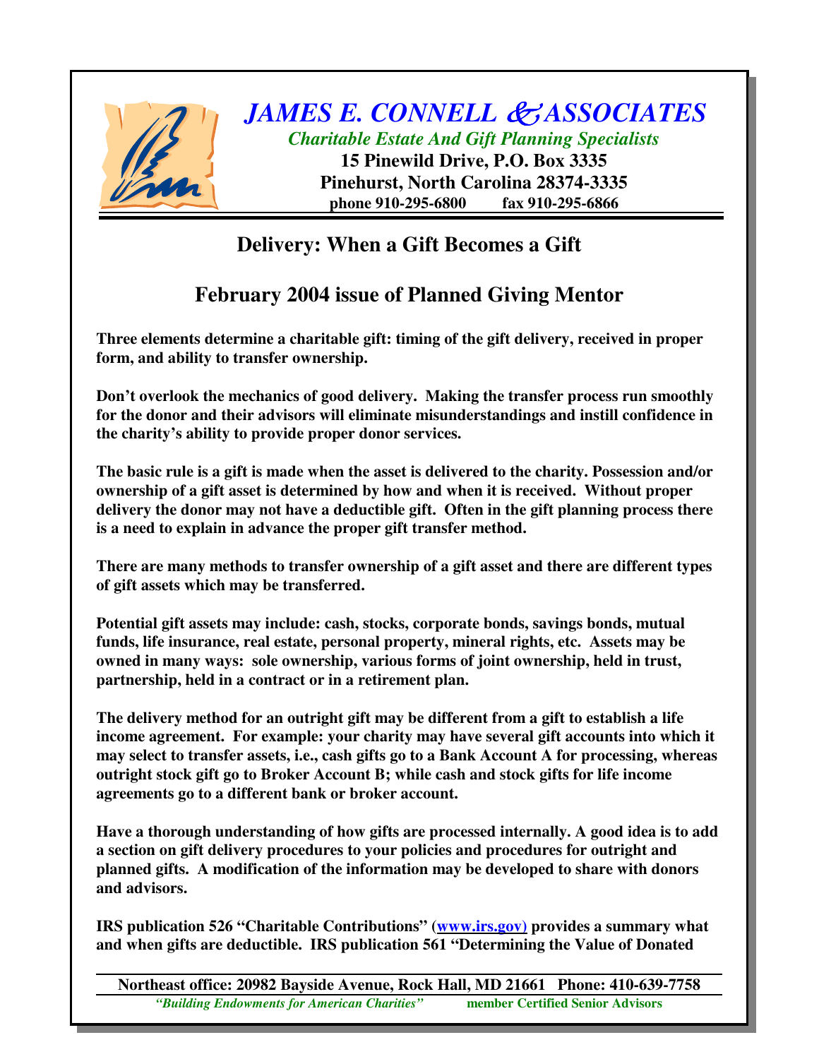# *JAMES E. CONNELL & ASSOCIATES*

*Charitable Estate And Gift Planning Specialists*

**15 Pinewild Drive, P.O. Box 3335**
**Pinehurst, North Carolina 28374-3335**
**phone 910-295-6800 fax 910-295-6866**

## Delivery: When a Gift Becomes a Gift

## February 2004 issue of Planned Giving Mentor

**Three elements determine a charitable gift: timing of the gift delivery, received in proper form, and ability to transfer ownership.**

**Don't overlook the mechanics of good delivery. Making the transfer process run smoothly for the donor and their advisors will eliminate misunderstandings and instill confidence in the charity's ability to provide proper donor services.**

**The basic rule is a gift is made when the asset is delivered to the charity. Possession and/or ownership of a gift asset is determined by how and when it is received. Without proper delivery the donor may not have a deductible gift. Often in the gift planning process there is a need to explain in advance the proper gift transfer method.**

**There are many methods to transfer ownership of a gift asset and there are different types of gift assets which may be transferred.**

**Potential gift assets may include: cash, stocks, corporate bonds, savings bonds, mutual funds, life insurance, real estate, personal property, mineral rights, etc. Assets may be owned in many ways: sole ownership, various forms of joint ownership, held in trust, partnership, held in a contract or in a retirement plan.**

**The delivery method for an outright gift may be different from a gift to establish a life income agreement. For example: your charity may have several gift accounts into which it may select to transfer assets, i.e., cash gifts go to a Bank Account A for processing, whereas outright stock gift go to Broker Account B; while cash and stock gifts for life income agreements go to a different bank or broker account.**

**Have a thorough understanding of how gifts are processed internally. A good idea is to add a section on gift delivery procedures to your policies and procedures for outright and planned gifts. A modification of the information may be developed to share with donors and advisors.**

**IRS publication 526 "Charitable Contributions" (www.irs.gov) provides a summary what and when gifts are deductible. IRS publication 561 "Determining the Value of Donated**

**Northeast office: 20982 Bayside Avenue, Rock Hall, MD 21661 Phone: 410-639-7758**
*"Building Endowments for American Charities"* **member Certified Senior Advisors**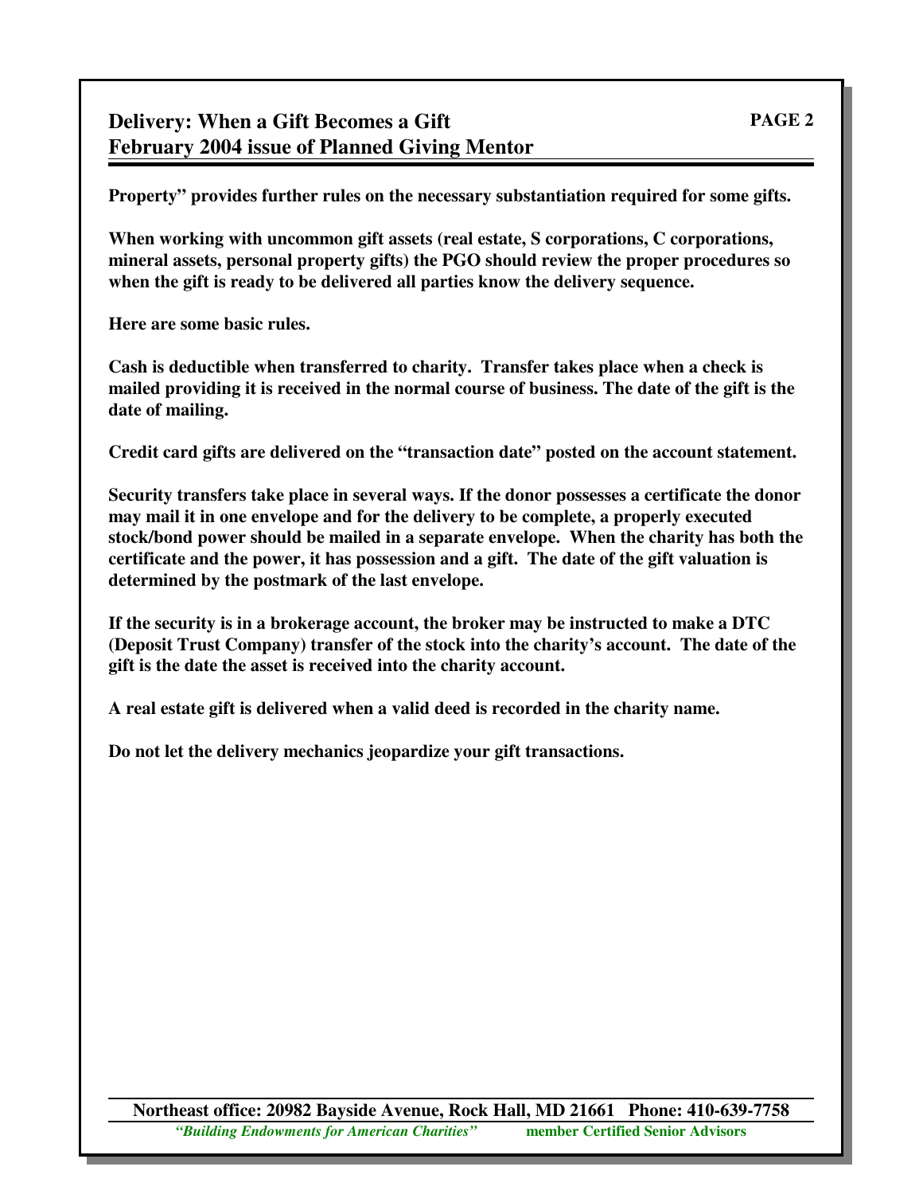**Property" provides further rules on the necessary substantiation required for some gifts.**

**When working with uncommon gift assets (real estate, S corporations, C corporations, mineral assets, personal property gifts) the PGO should review the proper procedures so when the gift is ready to be delivered all parties know the delivery sequence.**

**Here are some basic rules.**

**Cash is deductible when transferred to charity. Transfer takes place when a check is mailed providing it is received in the normal course of business. The date of the gift is the date of mailing.**

**Credit card gifts are delivered on the "transaction date" posted on the account statement.**

**Security transfers take place in several ways. If the donor possesses a certificate the donor may mail it in one envelope and for the delivery to be complete, a properly executed stock/bond power should be mailed in a separate envelope. When the charity has both the certificate and the power, it has possession and a gift. The date of the gift valuation is determined by the postmark of the last envelope.**

**If the security is in a brokerage account, the broker may be instructed to make a DTC (Deposit Trust Company) transfer of the stock into the charity's account. The date of the gift is the date the asset is received into the charity account.**

**A real estate gift is delivered when a valid deed is recorded in the charity name.**

**Do not let the delivery mechanics jeopardize your gift transactions.**